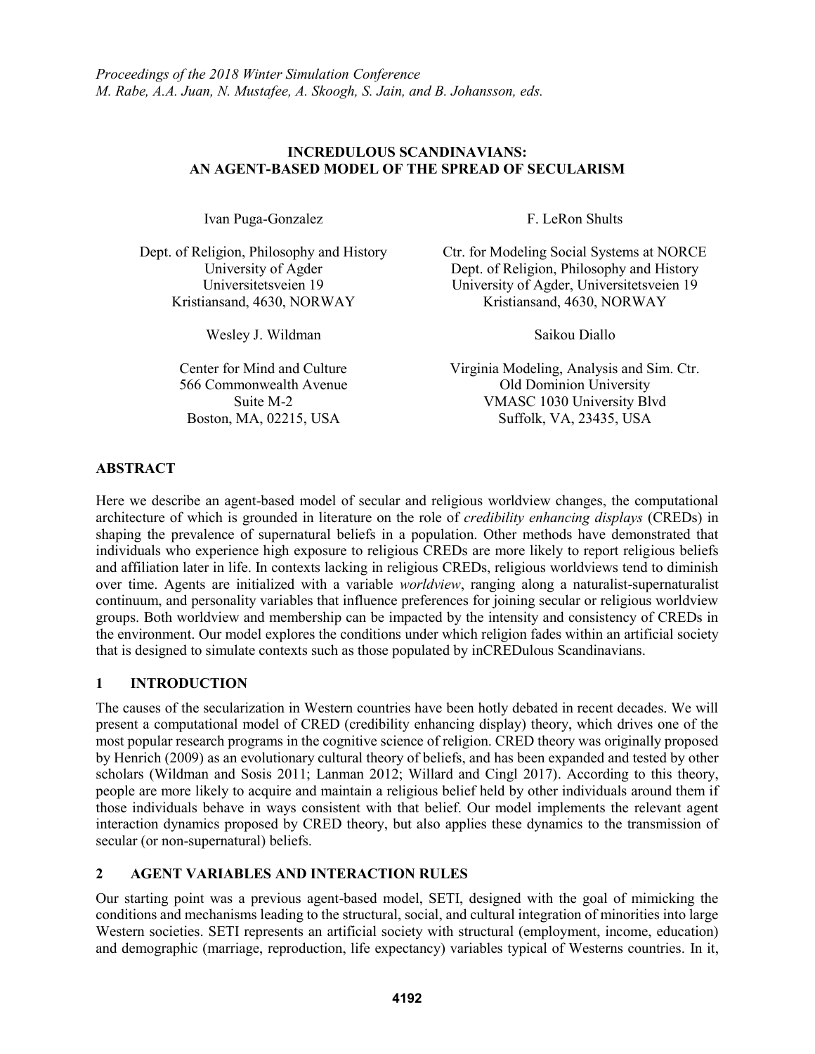# INCREDULOUS SCANDINAVIANS: AN AGENT-BASED MODEL OF THE SPREAD OF SECULARISM

Ivan Puga-Gonzalez

Dept. of Religion, Philosophy and History
University of Agder
Universitetsveien 19
Kristiansand, 4630, NORWAY

F. LeRon Shults

Ctr. for Modeling Social Systems at NORCE
Dept. of Religion, Philosophy and History
University of Agder, Universitetsveien 19
Kristiansand, 4630, NORWAY

Wesley J. Wildman

Center for Mind and Culture
566 Commonwealth Avenue
Suite M-2
Boston, MA, 02215, USA

Saikou Diallo

Virginia Modeling, Analysis and Sim. Ctr.
Old Dominion University
VMASC 1030 University Blvd
Suffolk, VA, 23435, USA

## ABSTRACT

Here we describe an agent-based model of secular and religious worldview changes, the computational architecture of which is grounded in literature on the role of *credibility enhancing displays* (CREDs) in shaping the prevalence of supernatural beliefs in a population. Other methods have demonstrated that individuals who experience high exposure to religious CREDs are more likely to report religious beliefs and affiliation later in life. In contexts lacking in religious CREDs, religious worldviews tend to diminish over time. Agents are initialized with a variable *worldview*, ranging along a naturalist-supernaturalist continuum, and personality variables that influence preferences for joining secular or religious worldview groups. Both worldview and membership can be impacted by the intensity and consistency of CREDs in the environment. Our model explores the conditions under which religion fades within an artificial society that is designed to simulate contexts such as those populated by inCREDulous Scandinavians.

## 1 INTRODUCTION

The causes of the secularization in Western countries have been hotly debated in recent decades. We will present a computational model of CRED (credibility enhancing display) theory, which drives one of the most popular research programs in the cognitive science of religion. CRED theory was originally proposed by Henrich (2009) as an evolutionary cultural theory of beliefs, and has been expanded and tested by other scholars (Wildman and Sosis 2011; Lanman 2012; Willard and Cingl 2017). According to this theory, people are more likely to acquire and maintain a religious belief held by other individuals around them if those individuals behave in ways consistent with that belief. Our model implements the relevant agent interaction dynamics proposed by CRED theory, but also applies these dynamics to the transmission of secular (or non-supernatural) beliefs.

## 2 AGENT VARIABLES AND INTERACTION RULES

Our starting point was a previous agent-based model, SETI, designed with the goal of mimicking the conditions and mechanisms leading to the structural, social, and cultural integration of minorities into large Western societies. SETI represents an artificial society with structural (employment, income, education) and demographic (marriage, reproduction, life expectancy) variables typical of Westerns countries. In it,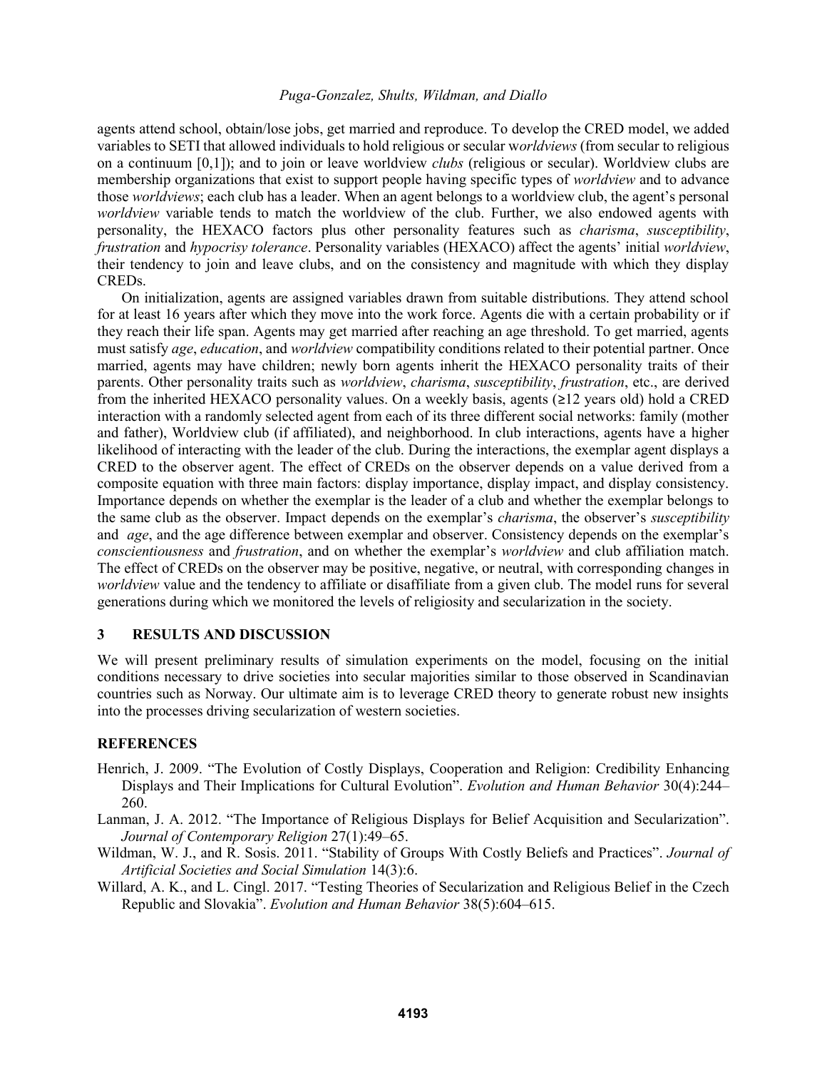agents attend school, obtain/lose jobs, get married and reproduce. To develop the CRED model, we added variables to SETI that allowed individuals to hold religious or secular w*orldviews* (from secular to religious on a continuum [0,1]); and to join or leave worldview *clubs* (religious or secular). Worldview clubs are membership organizations that exist to support people having specific types of *worldview* and to advance those *worldviews*; each club has a leader. When an agent belongs to a worldview club, the agent's personal *worldview* variable tends to match the worldview of the club. Further, we also endowed agents with personality, the HEXACO factors plus other personality features such as *charisma*, *susceptibility*, *frustration* and *hypocrisy tolerance*. Personality variables (HEXACO) affect the agents' initial *worldview*, their tendency to join and leave clubs, and on the consistency and magnitude with which they display CREDs.

On initialization, agents are assigned variables drawn from suitable distributions. They attend school for at least 16 years after which they move into the work force. Agents die with a certain probability or if they reach their life span. Agents may get married after reaching an age threshold. To get married, agents must satisfy *age*, *education*, and *worldview* compatibility conditions related to their potential partner. Once married, agents may have children; newly born agents inherit the HEXACO personality traits of their parents. Other personality traits such as *worldview*, *charisma*, *susceptibility*, *frustration*, etc., are derived from the inherited HEXACO personality values. On a weekly basis, agents (≥12 years old) hold a CRED interaction with a randomly selected agent from each of its three different social networks: family (mother and father), Worldview club (if affiliated), and neighborhood. In club interactions, agents have a higher likelihood of interacting with the leader of the club. During the interactions, the exemplar agent displays a CRED to the observer agent. The effect of CREDs on the observer depends on a value derived from a composite equation with three main factors: display importance, display impact, and display consistency. Importance depends on whether the exemplar is the leader of a club and whether the exemplar belongs to the same club as the observer. Impact depends on the exemplar's *charisma*, the observer's *susceptibility* and *age*, and the age difference between exemplar and observer. Consistency depends on the exemplar's *conscientiousness* and *frustration*, and on whether the exemplar's *worldview* and club affiliation match. The effect of CREDs on the observer may be positive, negative, or neutral, with corresponding changes in *worldview* value and the tendency to affiliate or disaffiliate from a given club. The model runs for several generations during which we monitored the levels of religiosity and secularization in the society.

## 3 RESULTS AND DISCUSSION

We will present preliminary results of simulation experiments on the model, focusing on the initial conditions necessary to drive societies into secular majorities similar to those observed in Scandinavian countries such as Norway. Our ultimate aim is to leverage CRED theory to generate robust new insights into the processes driving secularization of western societies.

## REFERENCES

Henrich, J. 2009. "The Evolution of Costly Displays, Cooperation and Religion: Credibility Enhancing Displays and Their Implications for Cultural Evolution". *Evolution and Human Behavior* 30(4):244–260.

Lanman, J. A. 2012. "The Importance of Religious Displays for Belief Acquisition and Secularization". *Journal of Contemporary Religion* 27(1):49–65.

Wildman, W. J., and R. Sosis. 2011. "Stability of Groups With Costly Beliefs and Practices". *Journal of Artificial Societies and Social Simulation* 14(3):6.

Willard, A. K., and L. Cingl. 2017. "Testing Theories of Secularization and Religious Belief in the Czech Republic and Slovakia". *Evolution and Human Behavior* 38(5):604–615.